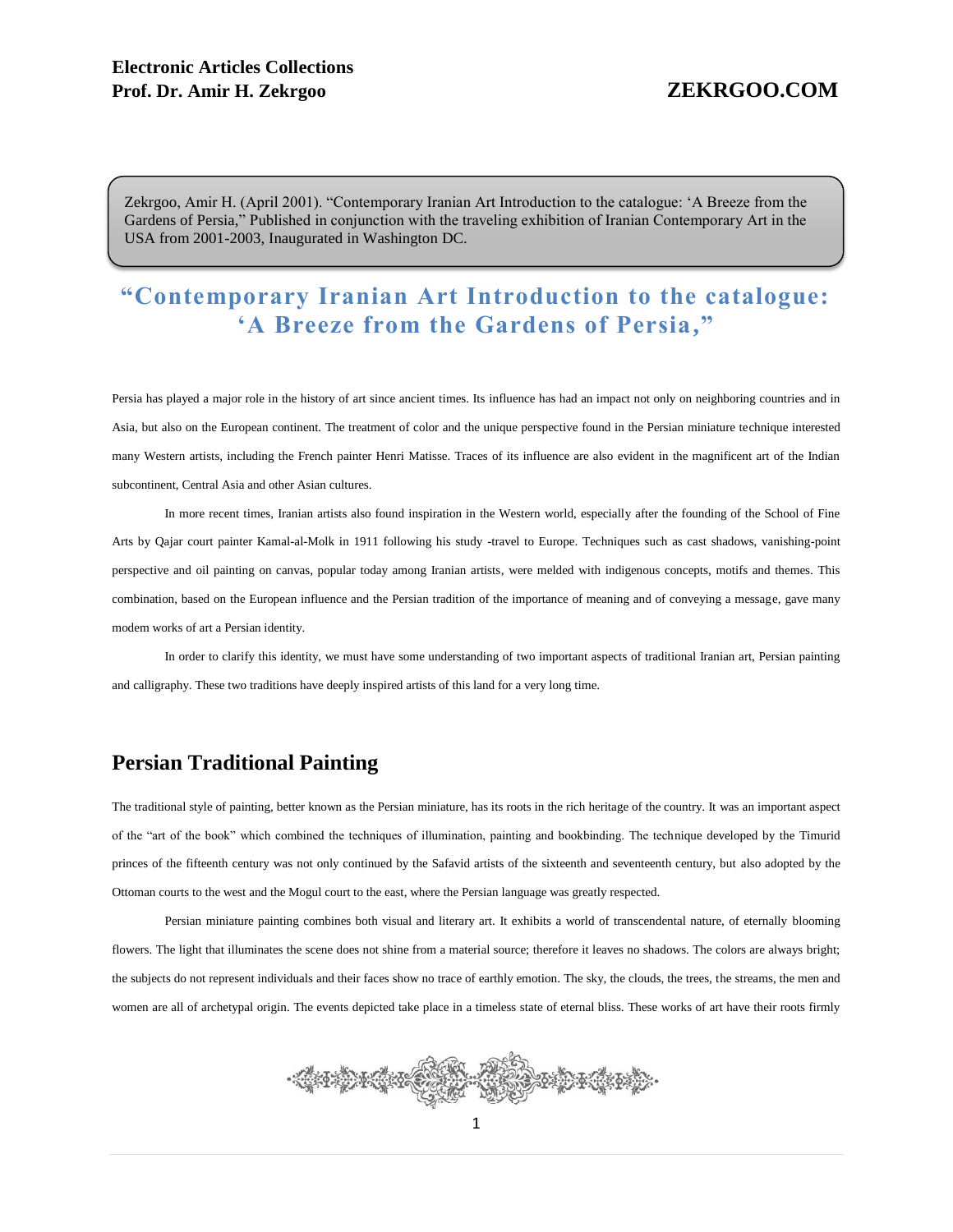Zekrgoo, Amir H. (April 2001). "Contemporary Iranian Art Introduction to the catalogue: 'A Breeze from the Gardens of Persia," Published in conjunction with the traveling exhibition of Iranian Contemporary Art in the USA from 2001-2003, Inaugurated in Washington DC.

# "Contemporary Iranian Art Introduction to the catalogue: 'A Breeze from the Gardens of Persia,"

Persia has played a major role in the history of art since ancient times. Its influence has had an impact not only on neighboring countries and in Asia, but also on the European continent. The treatment of color and the unique perspective found in the Persian miniature technique interested many Western artists, including the French painter Henri Matisse. Traces of its influence are also evident in the magnificent art of the Indian subcontinent, Central Asia and other Asian cultures.

In more recent times, Iranian artists also found inspiration in the Western world, especially after the founding of the School of Fine Arts by Qajar court painter Kamal-al-Molk in 1911 following his study -travel to Europe. Techniques such as cast shadows, vanishing-point perspective and oil painting on canvas, popular today among Iranian artists, were melded with indigenous concepts, motifs and themes. This combination, based on the European influence and the Persian tradition of the importance of meaning and of conveying a message, gave many modem works of art a Persian identity.

In order to clarify this identity, we must have some understanding of two important aspects of traditional Iranian art, Persian painting and calligraphy. These two traditions have deeply inspired artists of this land for a very long time.

## Persian Traditional Painting

The traditional style of painting, better known as the Persian miniature, has its roots in the rich heritage of the country. It was an important aspect of the "art of the book" which combined the techniques of illumination, painting and bookbinding. The technique developed by the Timurid princes of the fifteenth century was not only continued by the Safavid artists of the sixteenth and seventeenth century, but also adopted by the Ottoman courts to the west and the Mogul court to the east, where the Persian language was greatly respected.

Persian miniature painting combines both visual and literary art. It exhibits a world of transcendental nature, of eternally blooming flowers. The light that illuminates the scene does not shine from a material source; therefore it leaves no shadows. The colors are always bright; the subjects do not represent individuals and their faces show no trace of earthly emotion. The sky, the clouds, the trees, the streams, the men and women are all of archetypal origin. The events depicted take place in a timeless state of eternal bliss. These works of art have their roots firmly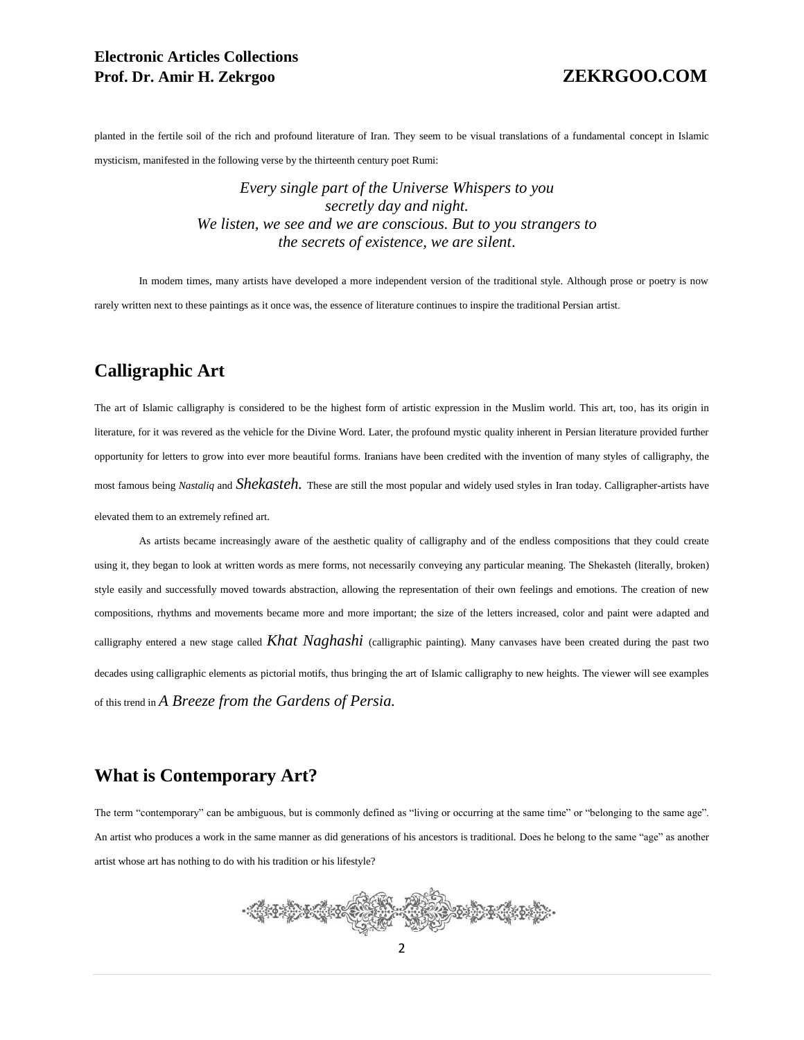planted in the fertile soil of the rich and profound literature of Iran. They seem to be visual translations of a fundamental concept in Islamic mysticism, manifested in the following verse by the thirteenth century poet Rumi:

*Every single part of the Universe Whispers to you*
*secretly day and night.*
*We listen, we see and we are conscious. But to you strangers to*
*the secrets of existence, we are silent*.

In modem times, many artists have developed a more independent version of the traditional style. Although prose or poetry is now rarely written next to these paintings as it once was, the essence of literature continues to inspire the traditional Persian artist.

## Calligraphic Art

The art of Islamic calligraphy is considered to be the highest form of artistic expression in the Muslim world. This art, too, has its origin in literature, for it was revered as the vehicle for the Divine Word. Later, the profound mystic quality inherent in Persian literature provided further opportunity for letters to grow into ever more beautiful forms. Iranians have been credited with the invention of many styles of calligraphy, the most famous being *Nastaliq* and *Shekasteh.* These are still the most popular and widely used styles in Iran today. Calligrapher-artists have elevated them to an extremely refined art.

As artists became increasingly aware of the aesthetic quality of calligraphy and of the endless compositions that they could create using it, they began to look at written words as mere forms, not necessarily conveying any particular meaning. The Shekasteh (literally, broken) style easily and successfully moved towards abstraction, allowing the representation of their own feelings and emotions. The creation of new compositions, rhythms and movements became more and more important; the size of the letters increased, color and paint were adapted and calligraphy entered a new stage called *Khat Naghashi* (calligraphic painting). Many canvases have been created during the past two decades using calligraphic elements as pictorial motifs, thus bringing the art of Islamic calligraphy to new heights. The viewer will see examples of this trend in *A Breeze from the Gardens of Persia.*

## What is Contemporary Art?

The term "contemporary" can be ambiguous, but is commonly defined as "living or occurring at the same time" or "belonging to the same age". An artist who produces a work in the same manner as did generations of his ancestors is traditional. Does he belong to the same "age" as another artist whose art has nothing to do with his tradition or his lifestyle?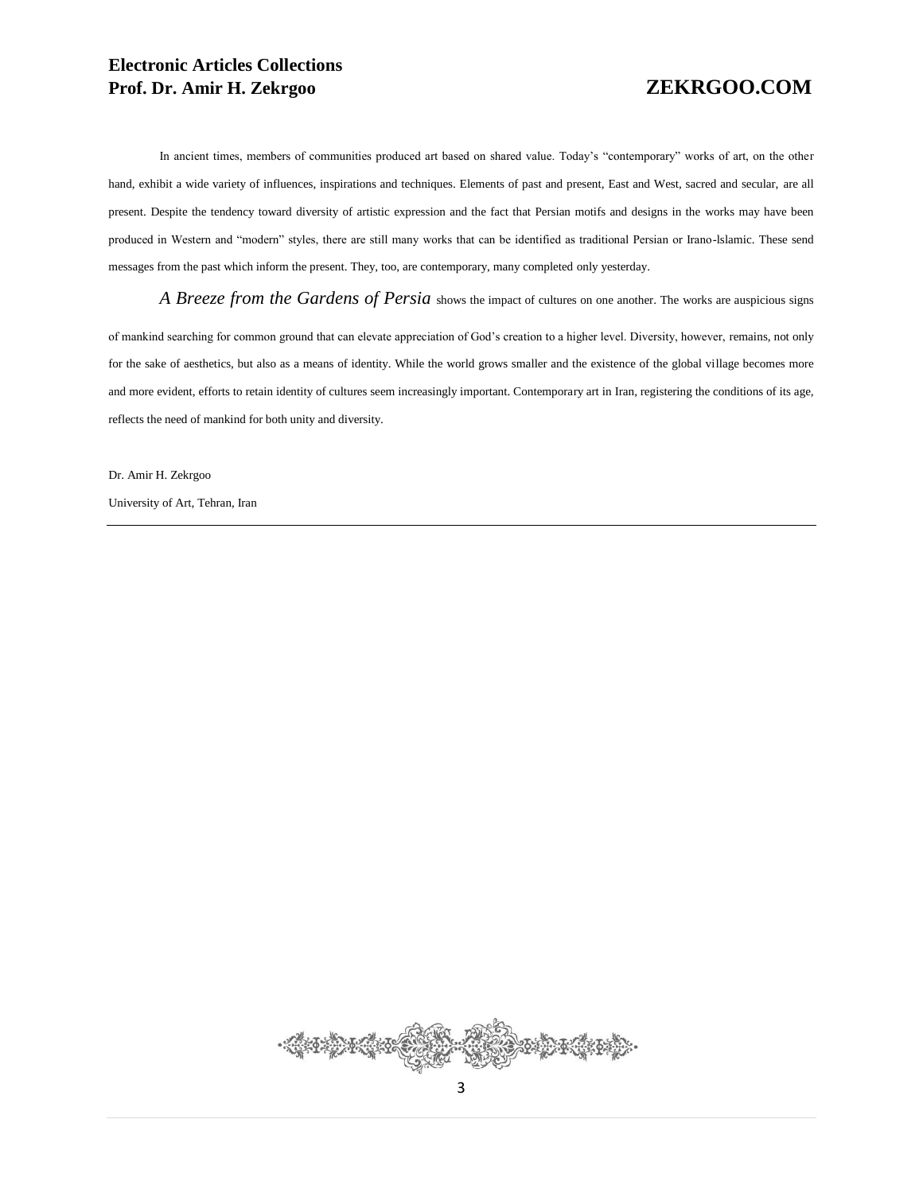In ancient times, members of communities produced art based on shared value. Today's "contemporary" works of art, on the other hand, exhibit a wide variety of influences, inspirations and techniques. Elements of past and present, East and West, sacred and secular, are all present. Despite the tendency toward diversity of artistic expression and the fact that Persian motifs and designs in the works may have been produced in Western and "modern" styles, there are still many works that can be identified as traditional Persian or Irano-lslamic. These send messages from the past which inform the present. They, too, are contemporary, many completed only yesterday.

*A Breeze from the Gardens of Persia* shows the impact of cultures on one another. The works are auspicious signs of mankind searching for common ground that can elevate appreciation of God's creation to a higher level. Diversity, however, remains, not only for the sake of aesthetics, but also as a means of identity. While the world grows smaller and the existence of the global village becomes more and more evident, efforts to retain identity of cultures seem increasingly important. Contemporary art in Iran, registering the conditions of its age, reflects the need of mankind for both unity and diversity.

Dr. Amir H. Zekrgoo

University of Art, Tehran, Iran